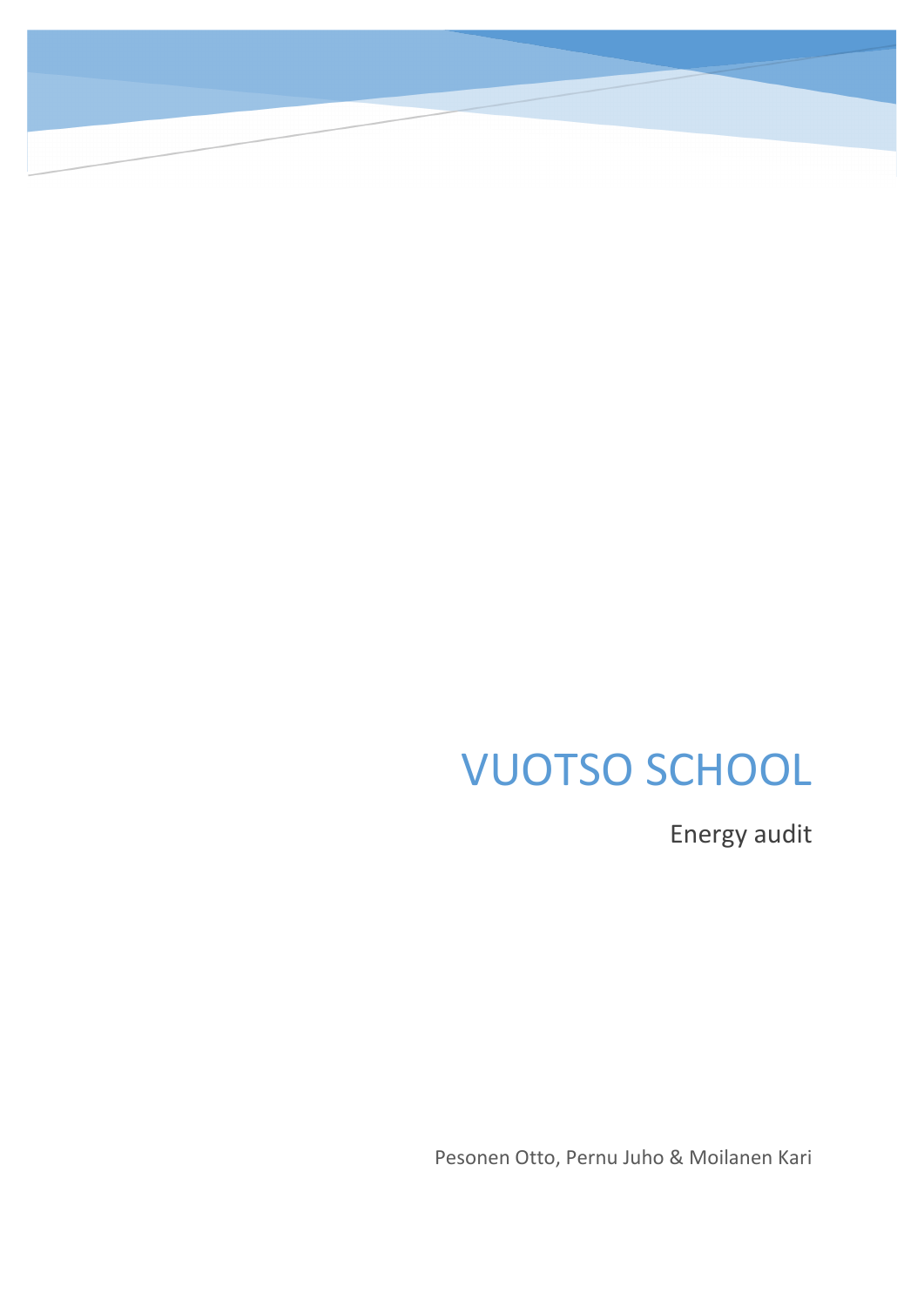# VUOTSO SCHOOL

Energy audit

Pesonen Otto, Pernu Juho & Moilanen Kari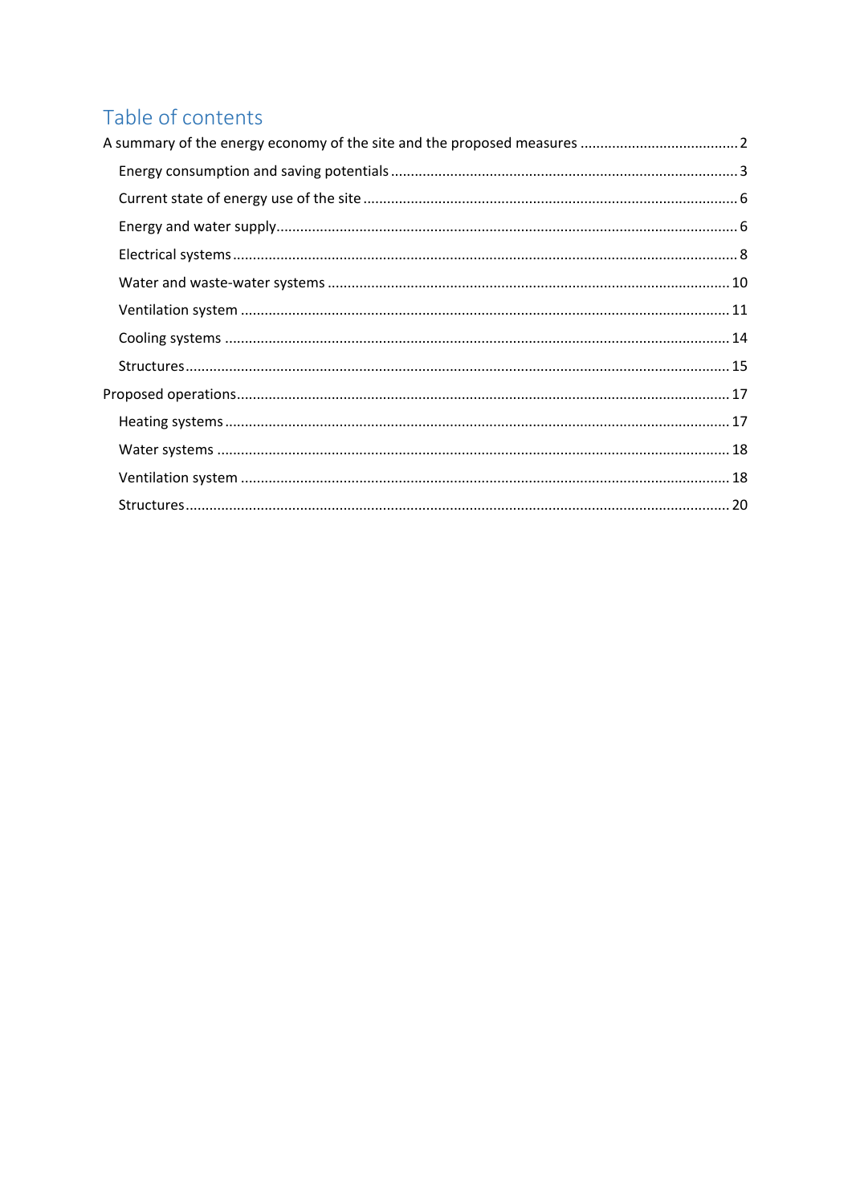# Table of contents

A summary of the energy economy of the site and the proposed measures ........................................ 2

- Energy consumption and saving potentials ........................................ 3
- Current state of energy use of the site ........................................ 6
- Energy and water supply ........................................ 6
- Electrical systems ........................................ 8
- Water and waste-water systems ........................................ 10
- Ventilation system ........................................ 11
- Cooling systems ........................................ 14
- Structures ........................................ 15

Proposed operations ........................................ 17

- Heating systems ........................................ 17
- Water systems ........................................ 18
- Ventilation system ........................................ 18
- Structures ........................................ 20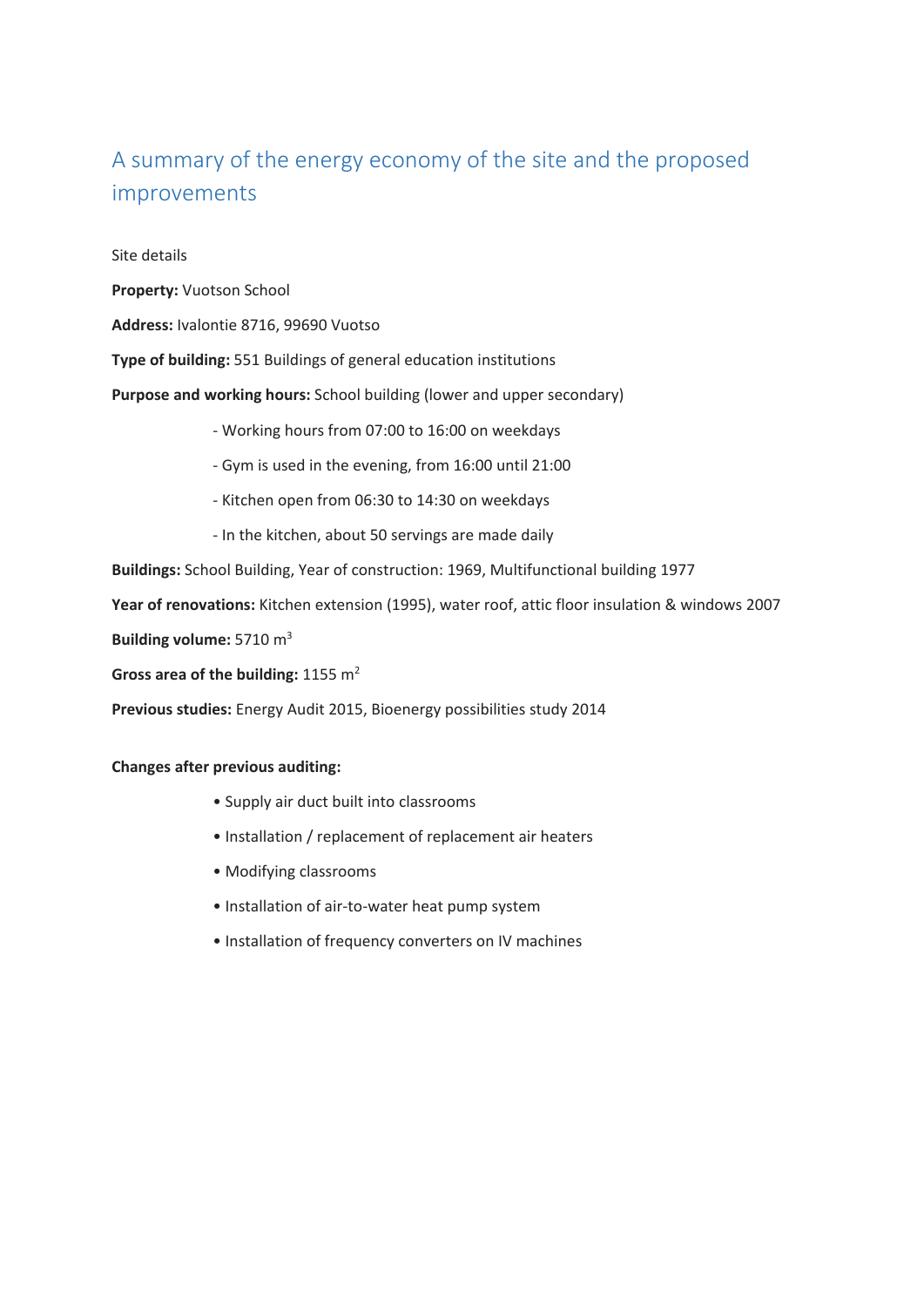# A summary of the energy economy of the site and the proposed improvements

Site details

**Property:** Vuotson School

**Address:** Ivalontie 8716, 99690 Vuotso

**Type of building:** 551 Buildings of general education institutions

**Purpose and working hours:** School building (lower and upper secondary)

- Working hours from 07:00 to 16:00 on weekdays
- Gym is used in the evening, from 16:00 until 21:00
- Kitchen open from 06:30 to 14:30 on weekdays
- In the kitchen, about 50 servings are made daily

**Buildings:** School Building, Year of construction: 1969, Multifunctional building 1977

**Year of renovations:** Kitchen extension (1995), water roof, attic floor insulation & windows 2007

**Building volume:** 5710 m$^3$

**Gross area of the building:** 1155 m$^2$

**Previous studies:** Energy Audit 2015, Bioenergy possibilities study 2014

**Changes after previous auditing:**

- Supply air duct built into classrooms
- Installation / replacement of replacement air heaters
- Modifying classrooms
- Installation of air-to-water heat pump system
- Installation of frequency converters on IV machines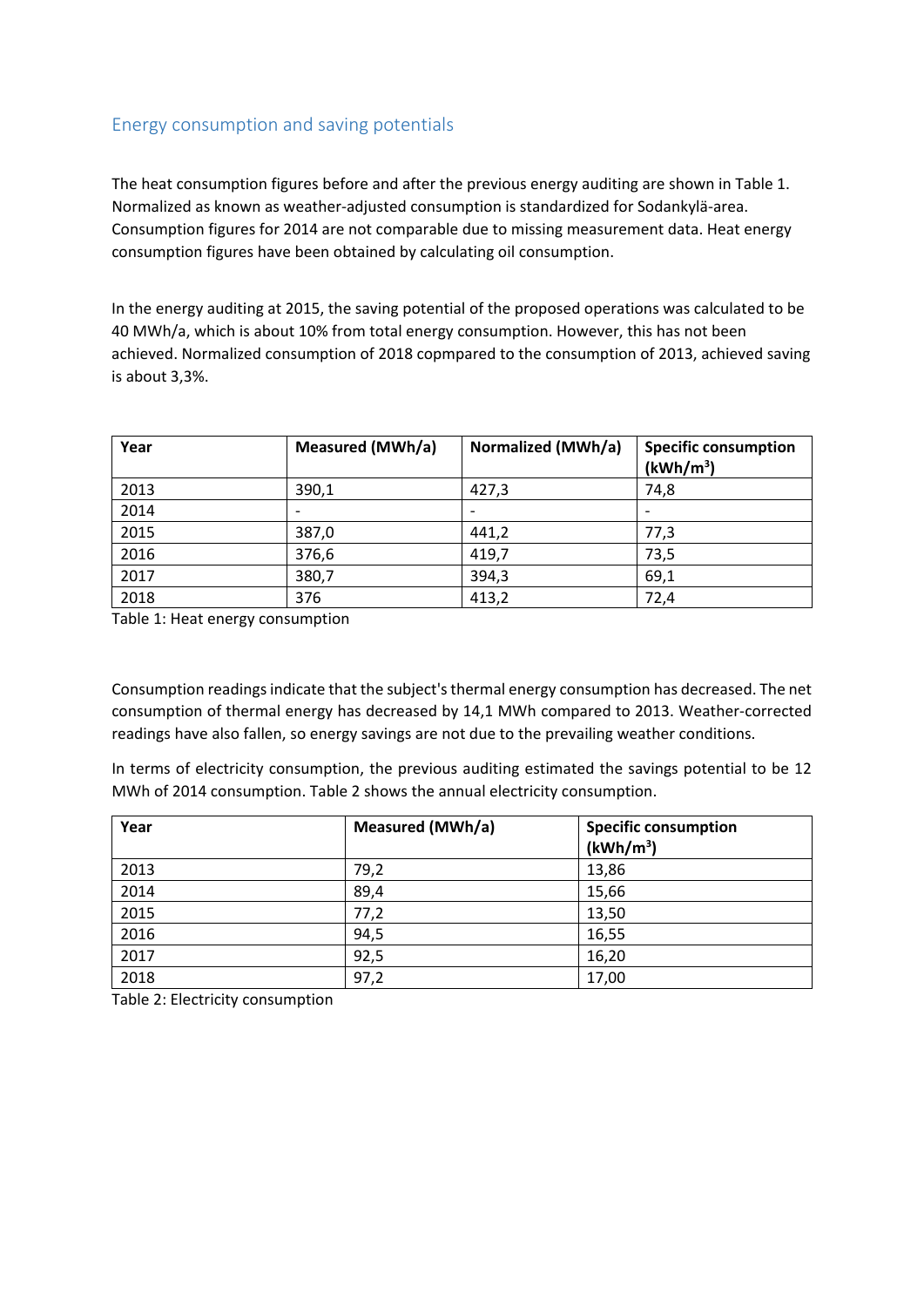## Energy consumption and saving potentials

The heat consumption figures before and after the previous energy auditing are shown in Table 1. Normalized as known as weather-adjusted consumption is standardized for Sodankylä-area. Consumption figures for 2014 are not comparable due to missing measurement data. Heat energy consumption figures have been obtained by calculating oil consumption.

In the energy auditing at 2015, the saving potential of the proposed operations was calculated to be 40 MWh/a, which is about 10% from total energy consumption. However, this has not been achieved. Normalized consumption of 2018 copmpared to the consumption of 2013, achieved saving is about 3,3%.

| Year | Measured (MWh/a) | Normalized (MWh/a) | Specific consumption (kWh/m$^3$) |
|---|---|---|---|
| 2013 | 390,1 | 427,3 | 74,8 |
| 2014 | - | - | - |
| 2015 | 387,0 | 441,2 | 77,3 |
| 2016 | 376,6 | 419,7 | 73,5 |
| 2017 | 380,7 | 394,3 | 69,1 |
| 2018 | 376 | 413,2 | 72,4 |

Table 1: Heat energy consumption

Consumption readings indicate that the subject's thermal energy consumption has decreased. The net consumption of thermal energy has decreased by 14,1 MWh compared to 2013. Weather-corrected readings have also fallen, so energy savings are not due to the prevailing weather conditions.

In terms of electricity consumption, the previous auditing estimated the savings potential to be 12 MWh of 2014 consumption. Table 2 shows the annual electricity consumption.

| Year | Measured (MWh/a) | Specific consumption (kWh/m$^3$) |
|---|---|---|
| 2013 | 79,2 | 13,86 |
| 2014 | 89,4 | 15,66 |
| 2015 | 77,2 | 13,50 |
| 2016 | 94,5 | 16,55 |
| 2017 | 92,5 | 16,20 |
| 2018 | 97,2 | 17,00 |

Table 2: Electricity consumption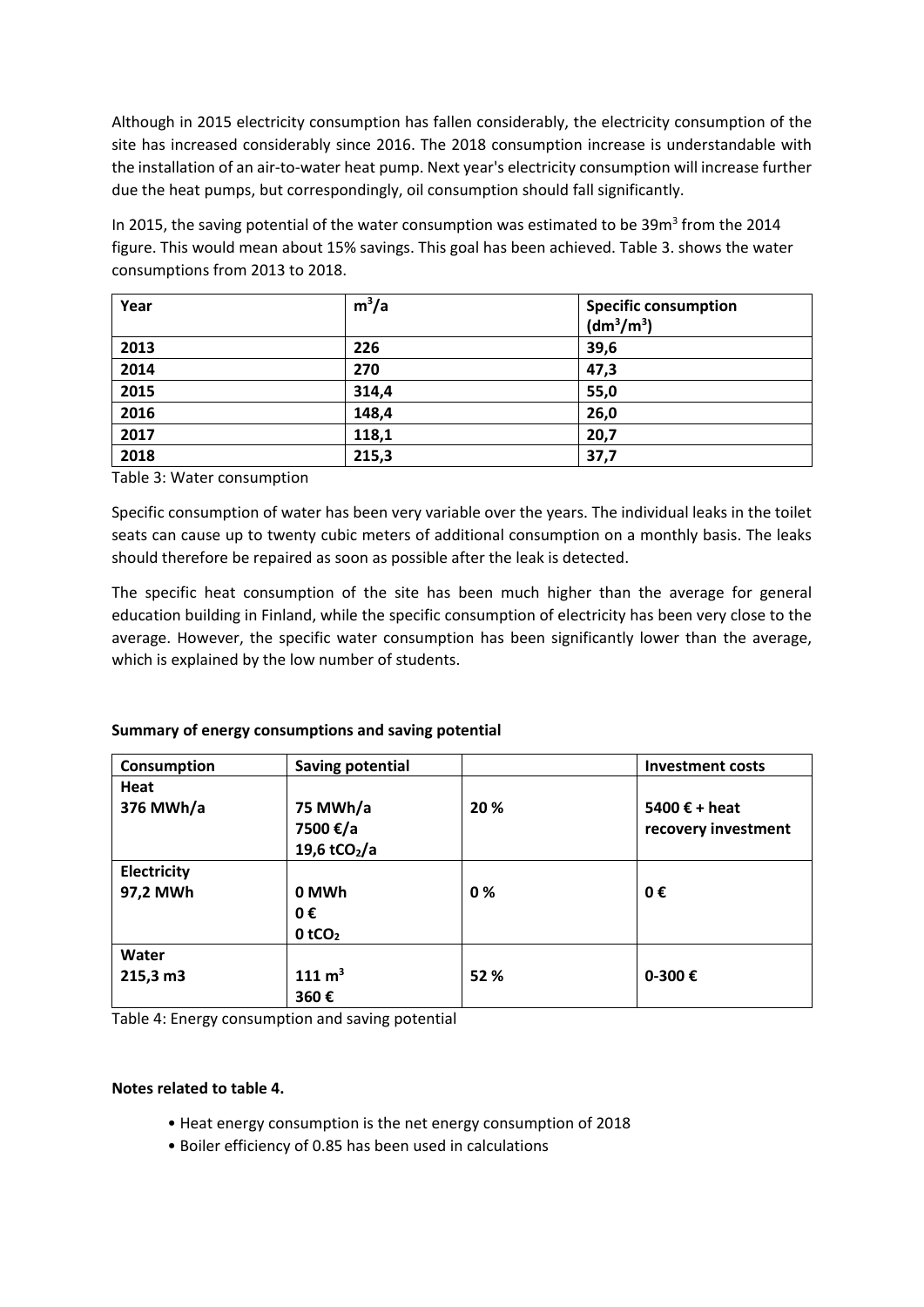Although in 2015 electricity consumption has fallen considerably, the electricity consumption of the site has increased considerably since 2016. The 2018 consumption increase is understandable with the installation of an air-to-water heat pump. Next year's electricity consumption will increase further due the heat pumps, but correspondingly, oil consumption should fall significantly.

In 2015, the saving potential of the water consumption was estimated to be 39m$^3$ from the 2014 figure. This would mean about 15% savings. This goal has been achieved. Table 3. shows the water consumptions from 2013 to 2018.

| Year | m$^3$/a | Specific consumption (dm$^3$/m$^3$) |
|---|---|---|
| **2013** | **226** | **39,6** |
| **2014** | **270** | **47,3** |
| **2015** | **314,4** | **55,0** |
| **2016** | **148,4** | **26,0** |
| **2017** | **118,1** | **20,7** |
| **2018** | **215,3** | **37,7** |

Table 3: Water consumption

Specific consumption of water has been very variable over the years. The individual leaks in the toilet seats can cause up to twenty cubic meters of additional consumption on a monthly basis. The leaks should therefore be repaired as soon as possible after the leak is detected.

The specific heat consumption of the site has been much higher than the average for general education building in Finland, while the specific consumption of electricity has been very close to the average. However, the specific water consumption has been significantly lower than the average, which is explained by the low number of students.

**Summary of energy consumptions and saving potential**

| Consumption | Saving potential | | Investment costs |
|---|---|---|---|
| **Heat**<br>**376 MWh/a** | **75 MWh/a**<br>**7500 €/a**<br>**19,6 t$CO_2$/a** | **20 %** | **5400 € + heat recovery investment** |
| **Electricity**<br>**97,2 MWh** | **0 MWh**<br>**0 €**<br>**0 t$CO_2$** | **0 %** | **0 €** |
| **Water**<br>**215,3 m3** | **111 m$^3$**<br>**360 €** | **52 %** | **0-300 €** |

Table 4: Energy consumption and saving potential

**Notes related to table 4.**

- Heat energy consumption is the net energy consumption of 2018
- Boiler efficiency of 0.85 has been used in calculations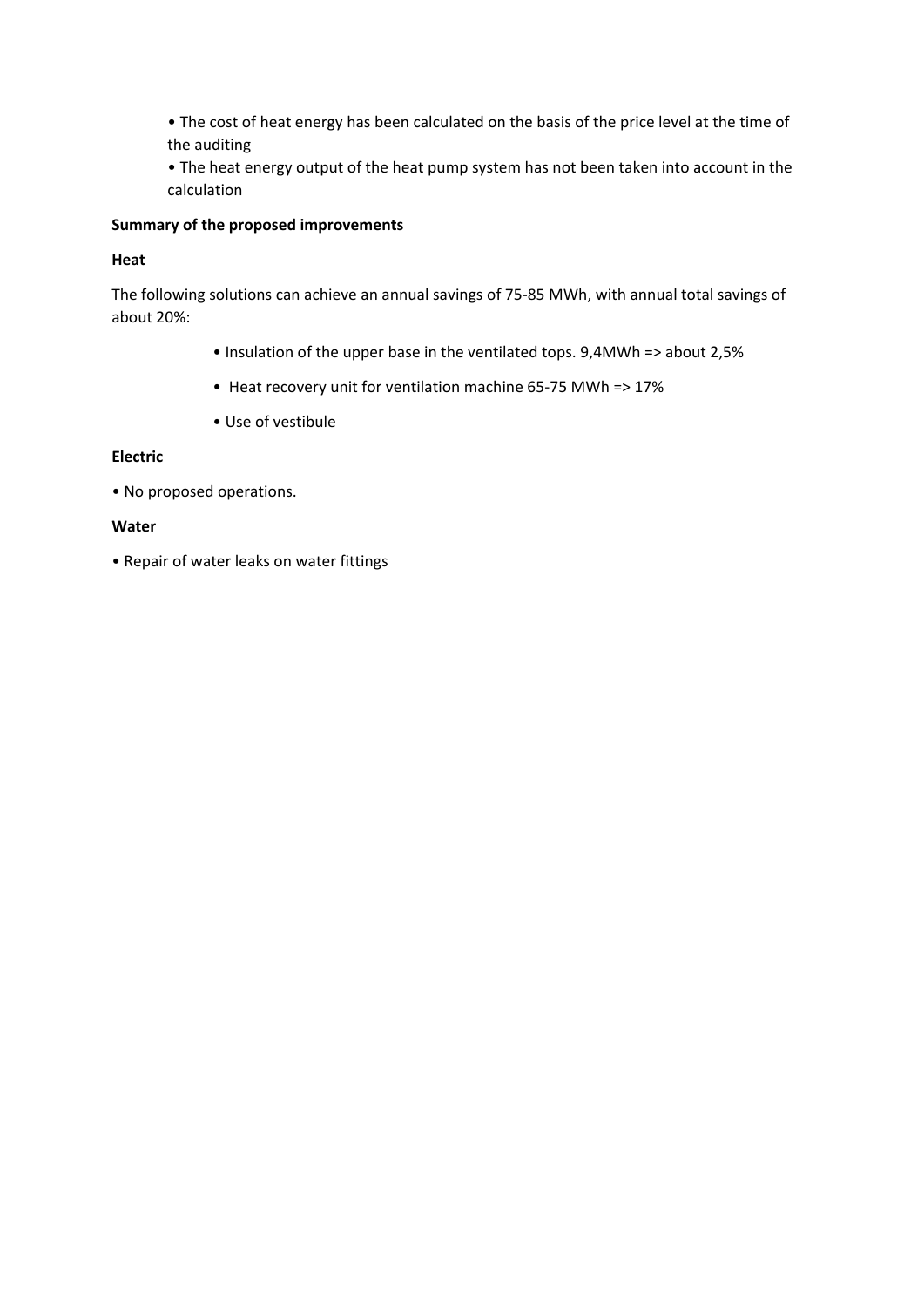- The cost of heat energy has been calculated on the basis of the price level at the time of the auditing
- The heat energy output of the heat pump system has not been taken into account in the calculation

**Summary of the proposed improvements**

**Heat**

The following solutions can achieve an annual savings of 75-85 MWh, with annual total savings of about 20%:

- Insulation of the upper base in the ventilated tops. 9,4MWh => about 2,5%
- Heat recovery unit for ventilation machine 65-75 MWh => 17%
- Use of vestibule

**Electric**

- No proposed operations.

**Water**

- Repair of water leaks on water fittings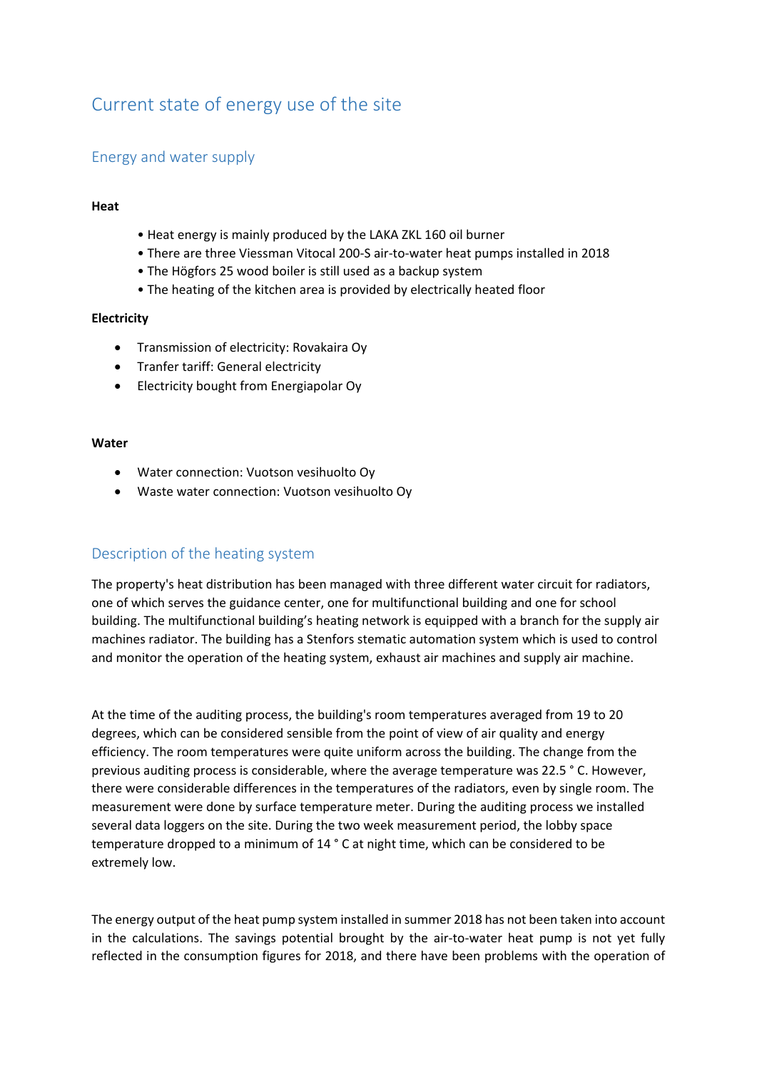# Current state of energy use of the site

## Energy and water supply

**Heat**

- Heat energy is mainly produced by the LAKA ZKL 160 oil burner
- There are three Viessman Vitocal 200-S air-to-water heat pumps installed in 2018
- The Högfors 25 wood boiler is still used as a backup system
- The heating of the kitchen area is provided by electrically heated floor

**Electricity**

- Transmission of electricity: Rovakaira Oy
- Tranfer tariff: General electricity
- Electricity bought from Energiapolar Oy

**Water**

- Water connection: Vuotson vesihuolto Oy
- Waste water connection: Vuotson vesihuolto Oy

## Description of the heating system

The property's heat distribution has been managed with three different water circuit for radiators, one of which serves the guidance center, one for multifunctional building and one for school building. The multifunctional building's heating network is equipped with a branch for the supply air machines radiator. The building has a Stenfors stematic automation system which is used to control and monitor the operation of the heating system, exhaust air machines and supply air machine.

At the time of the auditing process, the building's room temperatures averaged from 19 to 20 degrees, which can be considered sensible from the point of view of air quality and energy efficiency. The room temperatures were quite uniform across the building. The change from the previous auditing process is considerable, where the average temperature was 22.5 ° C. However, there were considerable differences in the temperatures of the radiators, even by single room. The measurement were done by surface temperature meter. During the auditing process we installed several data loggers on the site. During the two week measurement period, the lobby space temperature dropped to a minimum of 14 ° C at night time, which can be considered to be extremely low.

The energy output of the heat pump system installed in summer 2018 has not been taken into account in the calculations. The savings potential brought by the air-to-water heat pump is not yet fully reflected in the consumption figures for 2018, and there have been problems with the operation of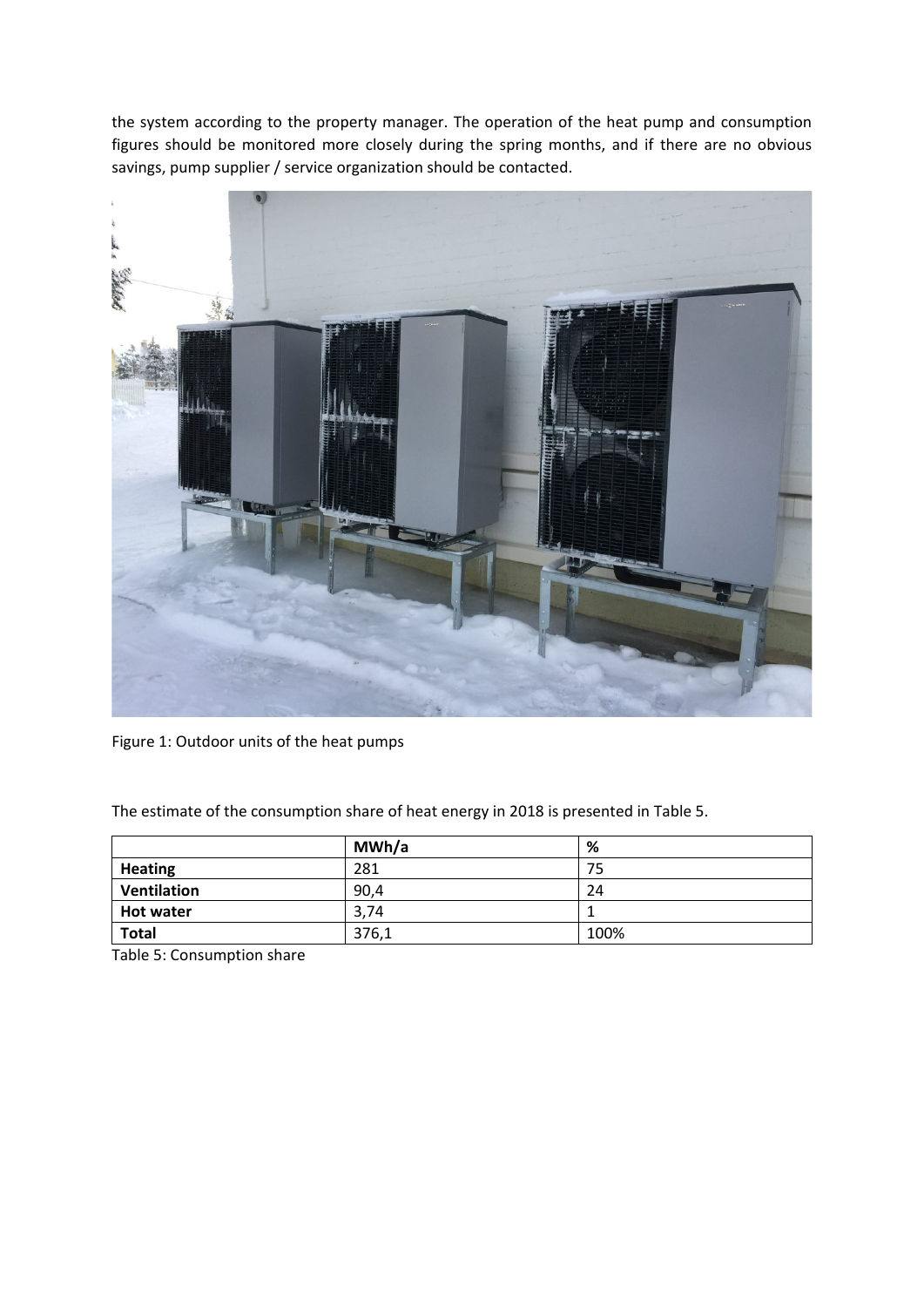the system according to the property manager. The operation of the heat pump and consumption figures should be monitored more closely during the spring months, and if there are no obvious savings, pump supplier / service organization should be contacted.

Figure 1: Outdoor units of the heat pumps

The estimate of the consumption share of heat energy in 2018 is presented in Table 5.

| | MWh/a | % |
|---|---|---|
| **Heating** | 281 | 75 |
| **Ventilation** | 90,4 | 24 |
| **Hot water** | 3,74 | 1 |
| **Total** | 376,1 | 100% |

Table 5: Consumption share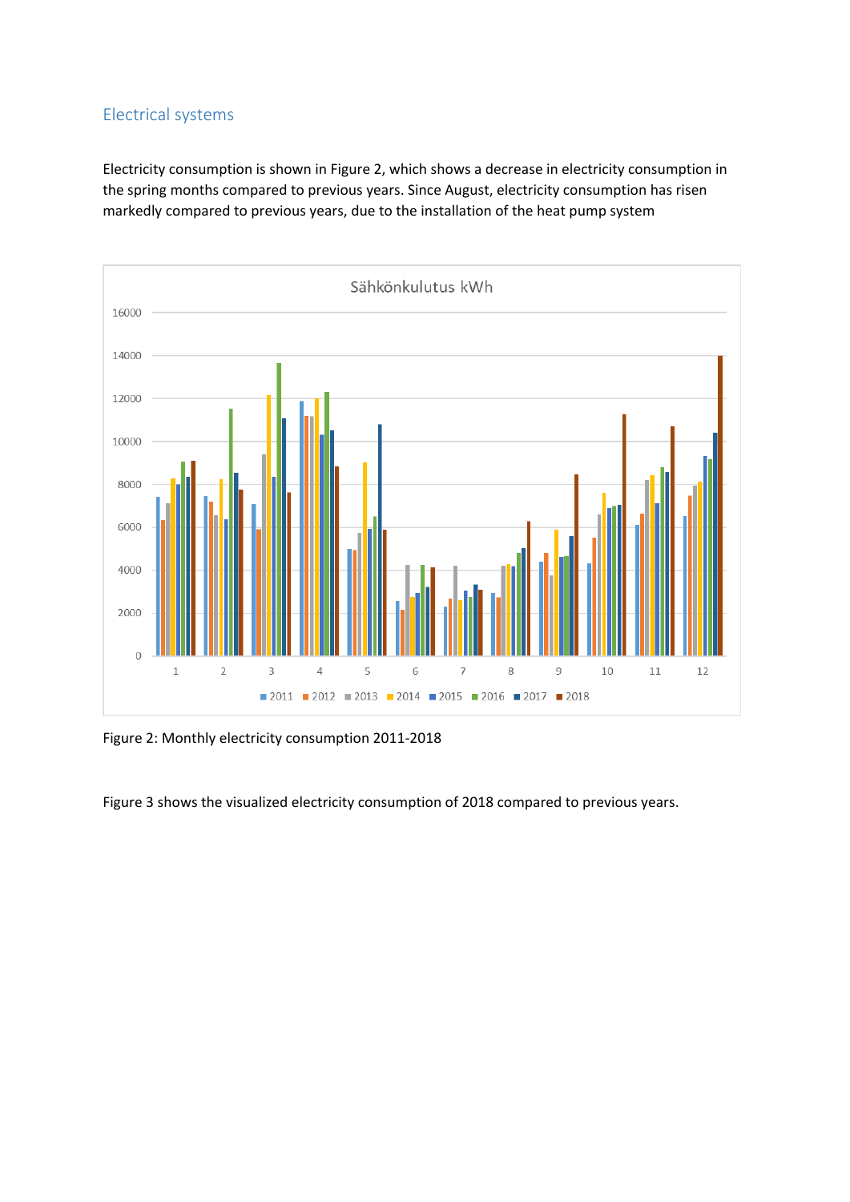## Electrical systems

Electricity consumption is shown in Figure 2, which shows a decrease in electricity consumption in the spring months compared to previous years. Since August, electricity consumption has risen markedly compared to previous years, due to the installation of the heat pump system

Figure 2: Monthly electricity consumption 2011-2018

Figure 3 shows the visualized electricity consumption of 2018 compared to previous years.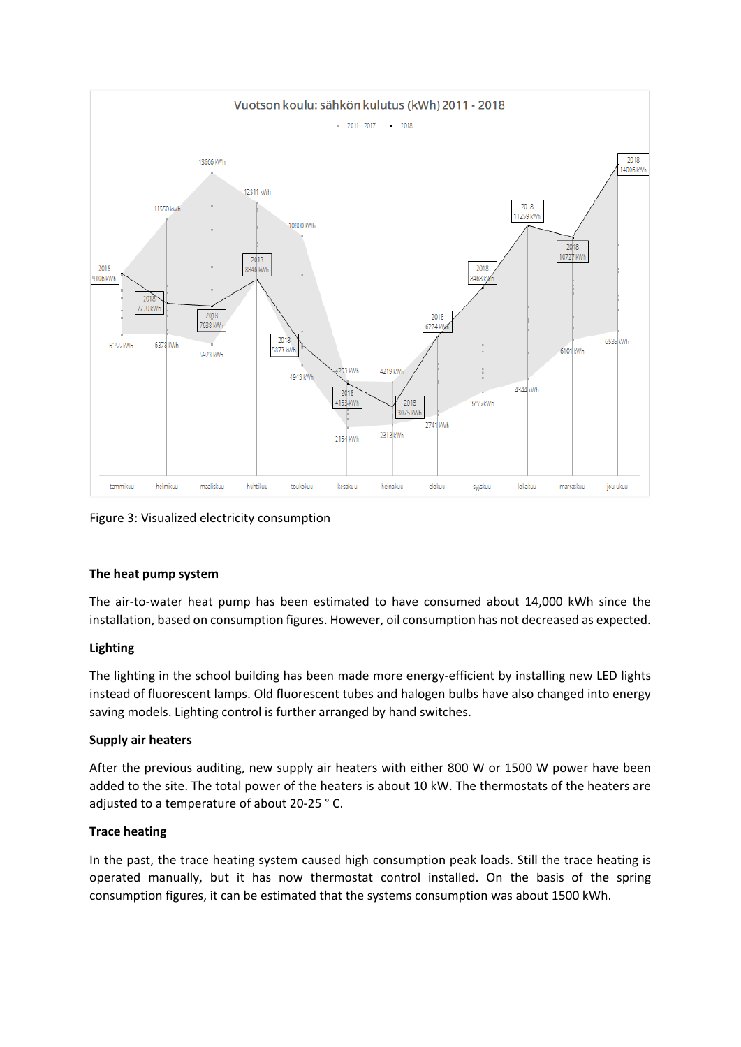Figure 3: Visualized electricity consumption

**The heat pump system**

The air-to-water heat pump has been estimated to have consumed about 14,000 kWh since the installation, based on consumption figures. However, oil consumption has not decreased as expected.

**Lighting**

The lighting in the school building has been made more energy-efficient by installing new LED lights instead of fluorescent lamps. Old fluorescent tubes and halogen bulbs have also changed into energy saving models. Lighting control is further arranged by hand switches.

**Supply air heaters**

After the previous auditing, new supply air heaters with either 800 W or 1500 W power have been added to the site. The total power of the heaters is about 10 kW. The thermostats of the heaters are adjusted to a temperature of about 20-25 ° C.

**Trace heating**

In the past, the trace heating system caused high consumption peak loads. Still the trace heating is operated manually, but it has now thermostat control installed. On the basis of the spring consumption figures, it can be estimated that the systems consumption was about 1500 kWh.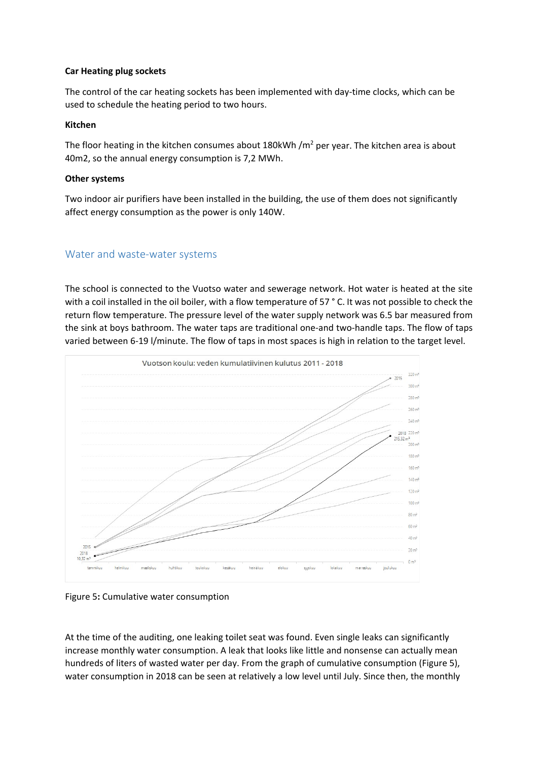**Car Heating plug sockets**

The control of the car heating sockets has been implemented with day-time clocks, which can be used to schedule the heating period to two hours.

**Kitchen**

The floor heating in the kitchen consumes about 180kWh /m$^2$ per year. The kitchen area is about 40m2, so the annual energy consumption is 7,2 MWh.

**Other systems**

Two indoor air purifiers have been installed in the building, the use of them does not significantly affect energy consumption as the power is only 140W.

## Water and waste-water systems

The school is connected to the Vuotso water and sewerage network. Hot water is heated at the site with a coil installed in the oil boiler, with a flow temperature of 57 ° C. It was not possible to check the return flow temperature. The pressure level of the water supply network was 6.5 bar measured from the sink at boys bathroom. The water taps are traditional one-and two-handle taps. The flow of taps varied between 6-19 l/minute. The flow of taps in most spaces is high in relation to the target level.

Figure 5**:** Cumulative water consumption

At the time of the auditing, one leaking toilet seat was found. Even single leaks can significantly increase monthly water consumption. A leak that looks like little and nonsense can actually mean hundreds of liters of wasted water per day. From the graph of cumulative consumption (Figure 5), water consumption in 2018 can be seen at relatively a low level until July. Since then, the monthly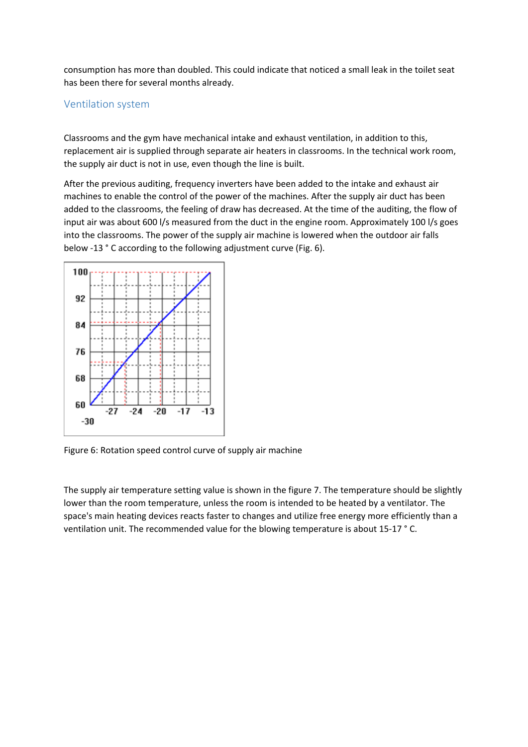consumption has more than doubled. This could indicate that noticed a small leak in the toilet seat has been there for several months already.

## Ventilation system

Classrooms and the gym have mechanical intake and exhaust ventilation, in addition to this, replacement air is supplied through separate air heaters in classrooms. In the technical work room, the supply air duct is not in use, even though the line is built.

After the previous auditing, frequency inverters have been added to the intake and exhaust air machines to enable the control of the power of the machines. After the supply air duct has been added to the classrooms, the feeling of draw has decreased. At the time of the auditing, the flow of input air was about 600 l/s measured from the duct in the engine room. Approximately 100 l/s goes into the classrooms. The power of the supply air machine is lowered when the outdoor air falls below -13 ° C according to the following adjustment curve (Fig. 6).

Figure 6: Rotation speed control curve of supply air machine

The supply air temperature setting value is shown in the figure 7. The temperature should be slightly lower than the room temperature, unless the room is intended to be heated by a ventilator. The space's main heating devices reacts faster to changes and utilize free energy more efficiently than a ventilation unit. The recommended value for the blowing temperature is about 15-17 ° C.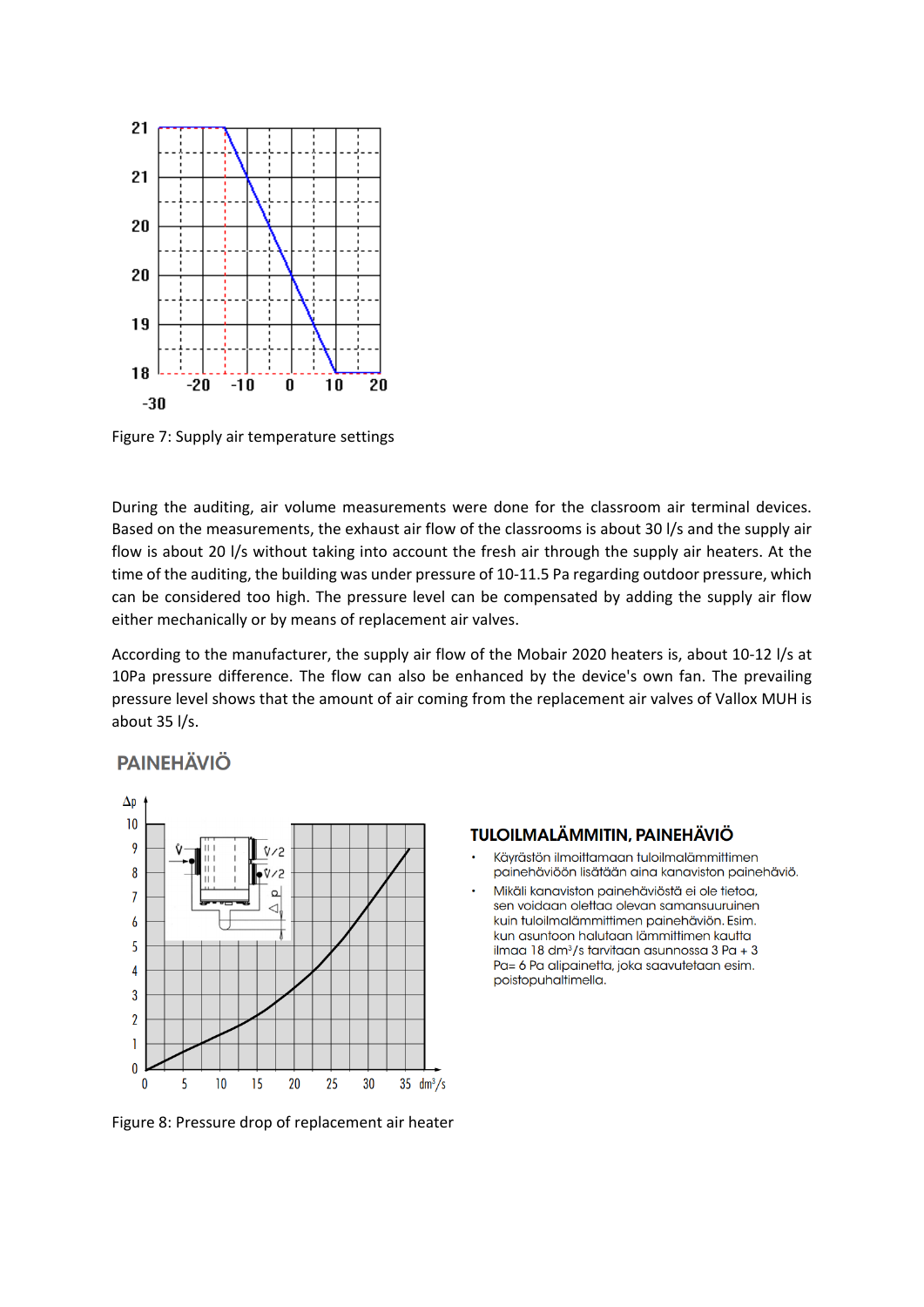Figure 7: Supply air temperature settings

During the auditing, air volume measurements were done for the classroom air terminal devices. Based on the measurements, the exhaust air flow of the classrooms is about 30 l/s and the supply air flow is about 20 l/s without taking into account the fresh air through the supply air heaters. At the time of the auditing, the building was under pressure of 10-11.5 Pa regarding outdoor pressure, which can be considered too high. The pressure level can be compensated by adding the supply air flow either mechanically or by means of replacement air valves.

According to the manufacturer, the supply air flow of the Mobair 2020 heaters is, about 10-12 l/s at 10Pa pressure difference. The flow can also be enhanced by the device's own fan. The prevailing pressure level shows that the amount of air coming from the replacement air valves of Vallox MUH is about 35 l/s.

Figure 8: Pressure drop of replacement air heater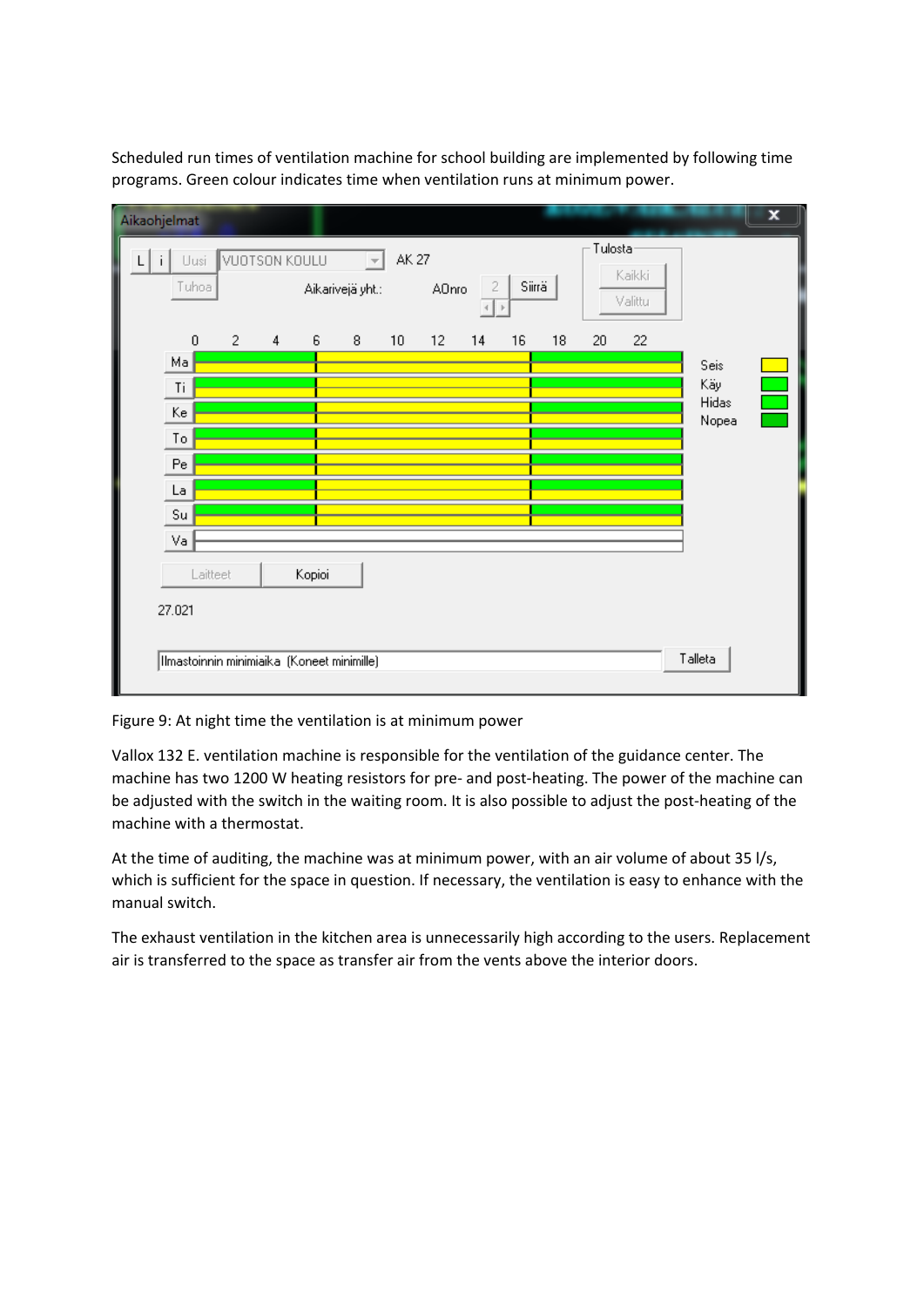Scheduled run times of ventilation machine for school building are implemented by following time programs. Green colour indicates time when ventilation runs at minimum power.

Figure 9: At night time the ventilation is at minimum power

Vallox 132 E. ventilation machine is responsible for the ventilation of the guidance center. The machine has two 1200 W heating resistors for pre- and post-heating. The power of the machine can be adjusted with the switch in the waiting room. It is also possible to adjust the post-heating of the machine with a thermostat.

At the time of auditing, the machine was at minimum power, with an air volume of about 35 l/s, which is sufficient for the space in question. If necessary, the ventilation is easy to enhance with the manual switch.

The exhaust ventilation in the kitchen area is unnecessarily high according to the users. Replacement air is transferred to the space as transfer air from the vents above the interior doors.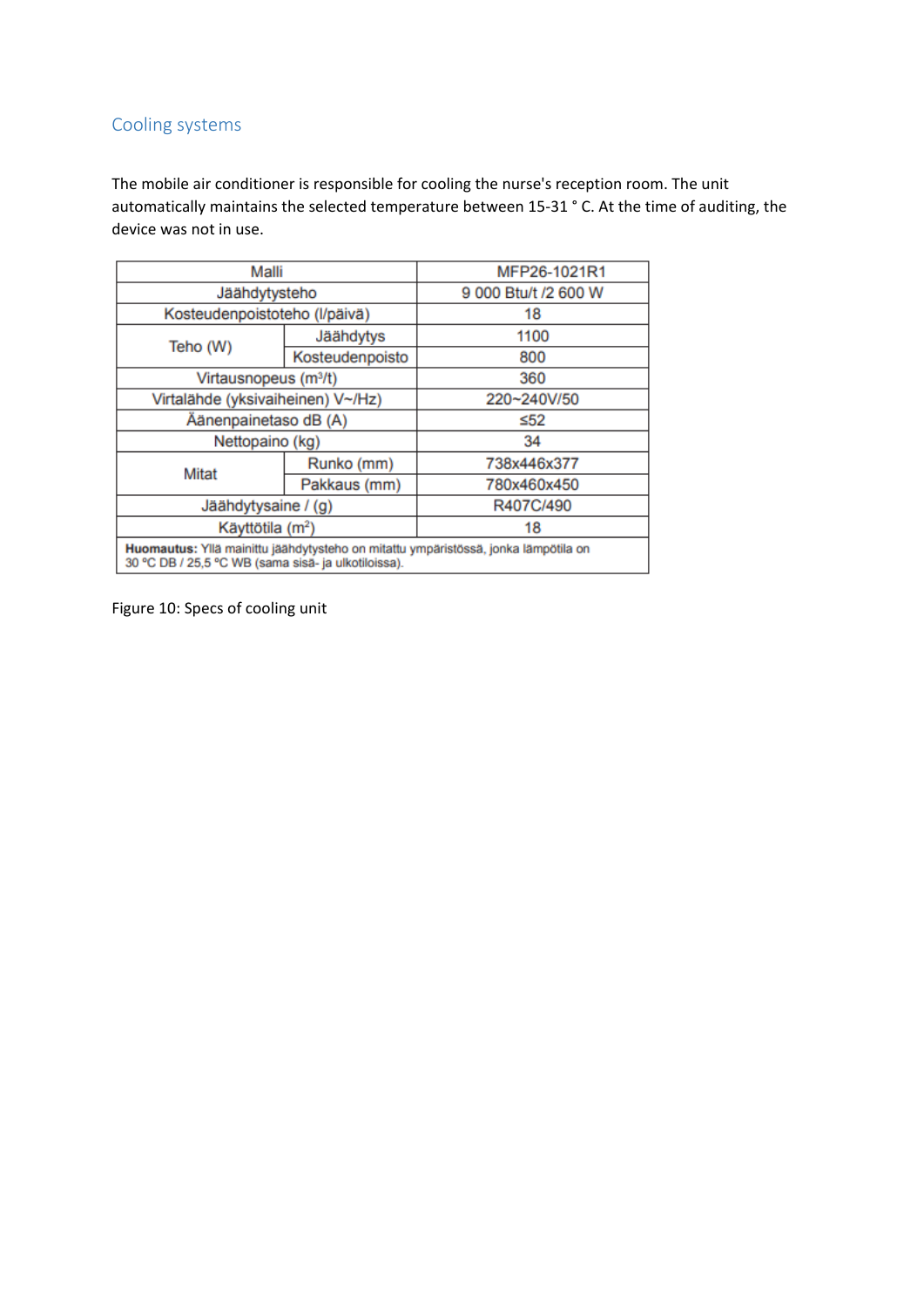## Cooling systems

The mobile air conditioner is responsible for cooling the nurse's reception room. The unit automatically maintains the selected temperature between 15-31 ° C. At the time of auditing, the device was not in use.

| Malli | | MFP26-1021R1 |
|---|---|---|
| Jäähdytysteho | | 9 000 Btu/t /2 600 W |
| Kosteudenpoistoteho (l/päivä) | | 18 |
| Teho (W) | Jäähdytys | 1100 |
| | Kosteudenpoisto | 800 |
| Virtausnopeus ($m^3$/t) | | 360 |
| Virtalähde (yksivaiheinen) V~/Hz) | | 220~240V/50 |
| Äänenpainetaso dB (A) | | ≤52 |
| Nettopaino (kg) | | 34 |
| Mitat | Runko (mm) | 738x446x377 |
| | Pakkaus (mm) | 780x460x450 |
| Jäähdytysaine / (g) | | R407C/490 |
| Käyttötila ($m^2$) | | 18 |
| **Huomautus:** Yllä mainittu jäähdytysteho on mitattu ympäristössä, jonka lämpötila on 30 °C DB / 25,5 °C WB (sama sisä- ja ulkotiloissa). | | |

Figure 10: Specs of cooling unit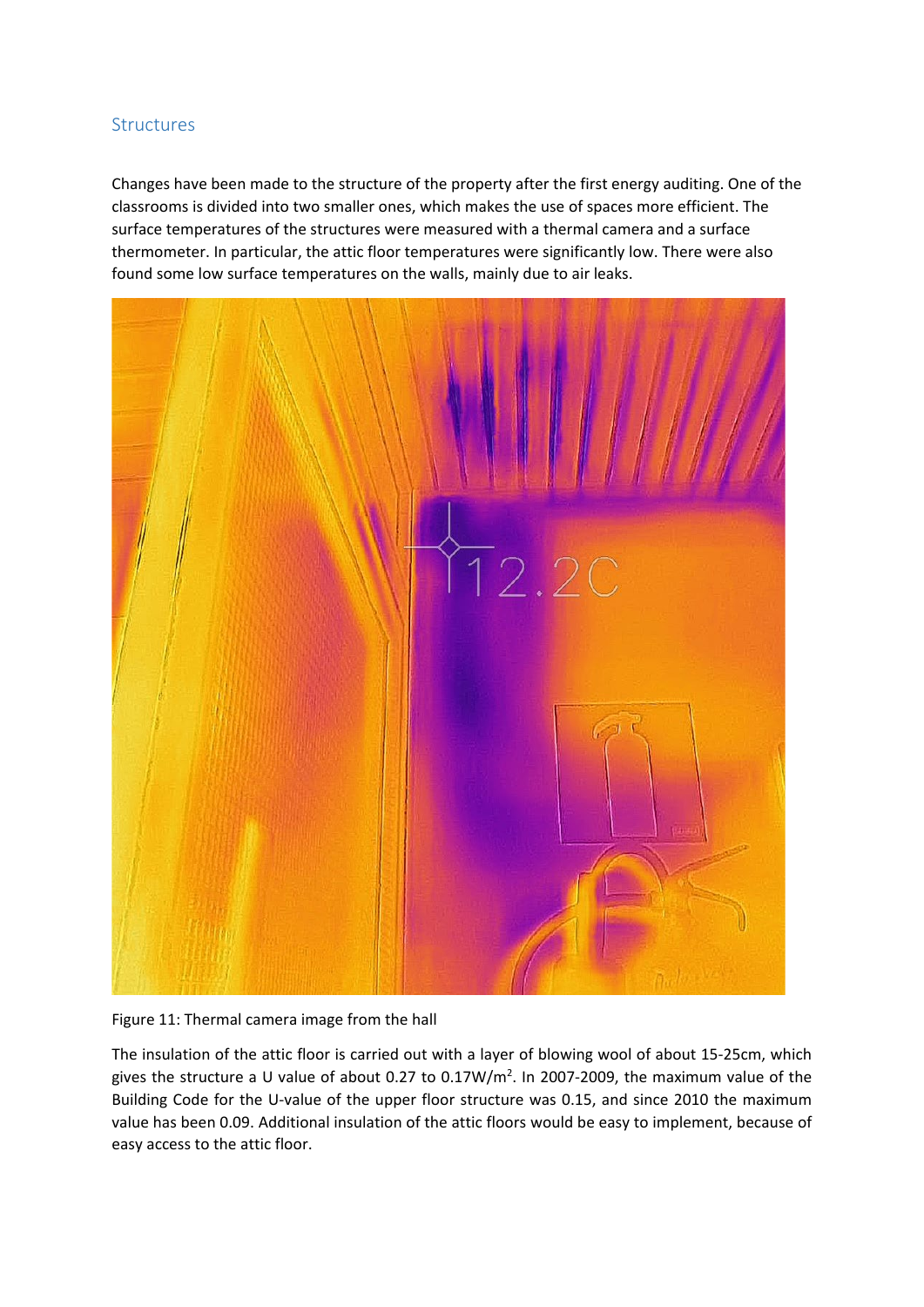## Structures

Changes have been made to the structure of the property after the first energy auditing. One of the classrooms is divided into two smaller ones, which makes the use of spaces more efficient. The surface temperatures of the structures were measured with a thermal camera and a surface thermometer. In particular, the attic floor temperatures were significantly low. There were also found some low surface temperatures on the walls, mainly due to air leaks.

Figure 11: Thermal camera image from the hall

The insulation of the attic floor is carried out with a layer of blowing wool of about 15-25cm, which gives the structure a U value of about 0.27 to 0.17W/m$^2$. In 2007-2009, the maximum value of the Building Code for the U-value of the upper floor structure was 0.15, and since 2010 the maximum value has been 0.09. Additional insulation of the attic floors would be easy to implement, because of easy access to the attic floor.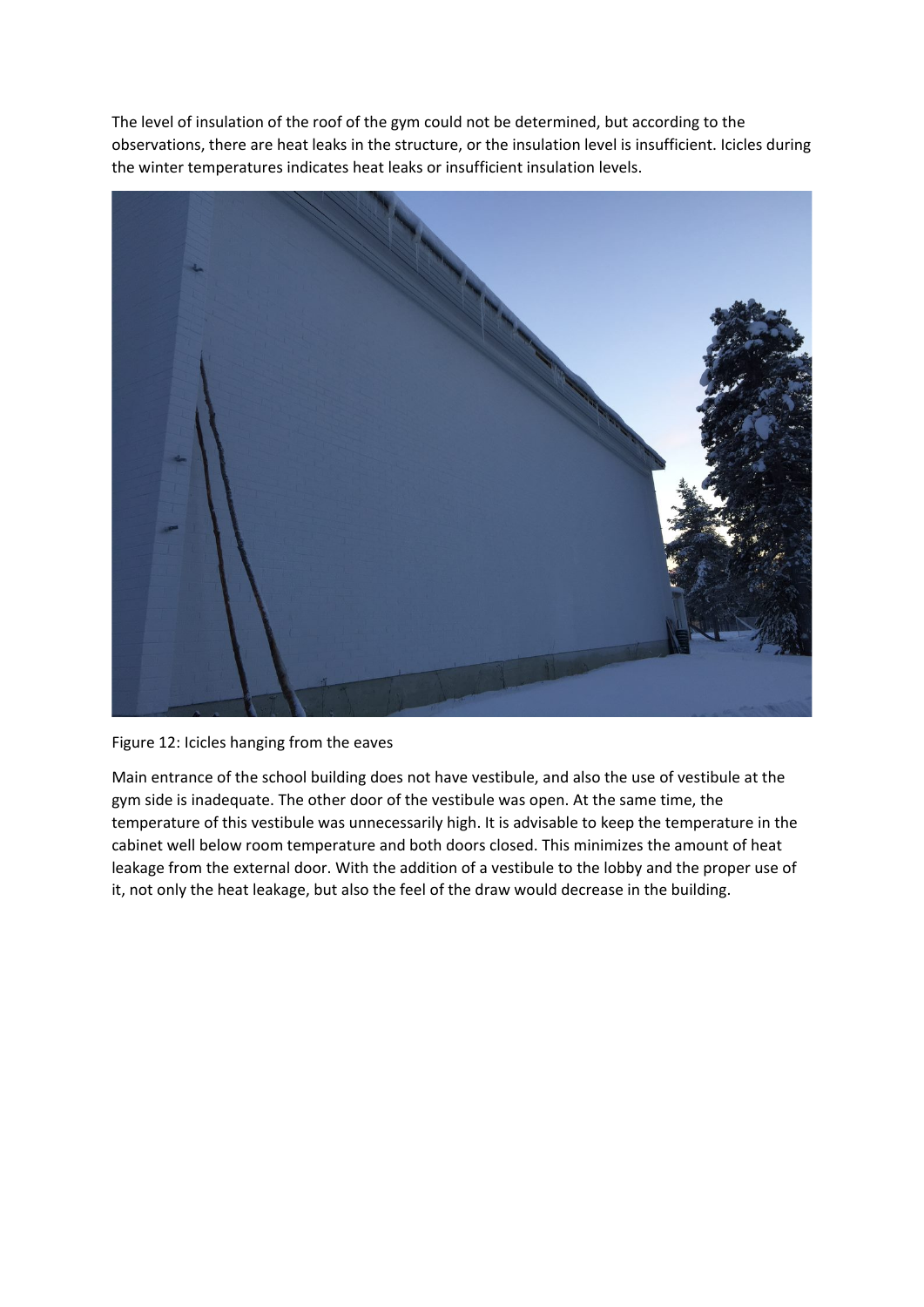The level of insulation of the roof of the gym could not be determined, but according to the observations, there are heat leaks in the structure, or the insulation level is insufficient. Icicles during the winter temperatures indicates heat leaks or insufficient insulation levels.

Figure 12: Icicles hanging from the eaves

Main entrance of the school building does not have vestibule, and also the use of vestibule at the gym side is inadequate. The other door of the vestibule was open. At the same time, the temperature of this vestibule was unnecessarily high. It is advisable to keep the temperature in the cabinet well below room temperature and both doors closed. This minimizes the amount of heat leakage from the external door. With the addition of a vestibule to the lobby and the proper use of it, not only the heat leakage, but also the feel of the draw would decrease in the building.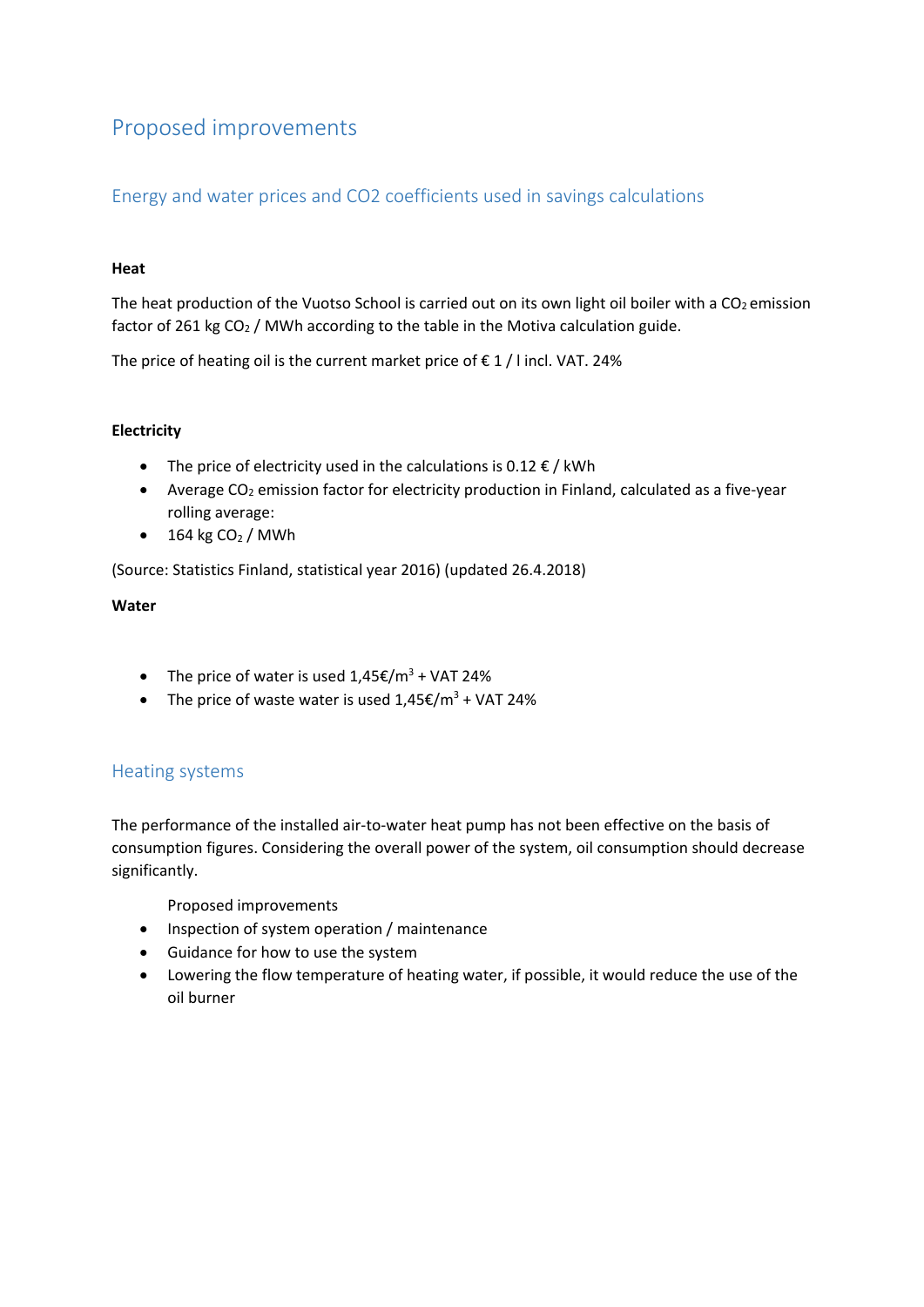# Proposed improvements

## Energy and water prices and CO2 coefficients used in savings calculations

**Heat**

The heat production of the Vuotso School is carried out on its own light oil boiler with a $CO_2$ emission factor of 261 kg $CO_2$ / MWh according to the table in the Motiva calculation guide.

The price of heating oil is the current market price of € 1 / l incl. VAT. 24%

**Electricity**

- The price of electricity used in the calculations is 0.12 € / kWh
- Average $CO_2$ emission factor for electricity production in Finland, calculated as a five-year rolling average:
- 164 kg $CO_2$ / MWh

(Source: Statistics Finland, statistical year 2016) (updated 26.4.2018)

**Water**

- The price of water is used 1,45€/$m^3$ + VAT 24%
- The price of waste water is used 1,45€/$m^3$ + VAT 24%

## Heating systems

The performance of the installed air-to-water heat pump has not been effective on the basis of consumption figures. Considering the overall power of the system, oil consumption should decrease significantly.

Proposed improvements

- Inspection of system operation / maintenance
- Guidance for how to use the system
- Lowering the flow temperature of heating water, if possible, it would reduce the use of the oil burner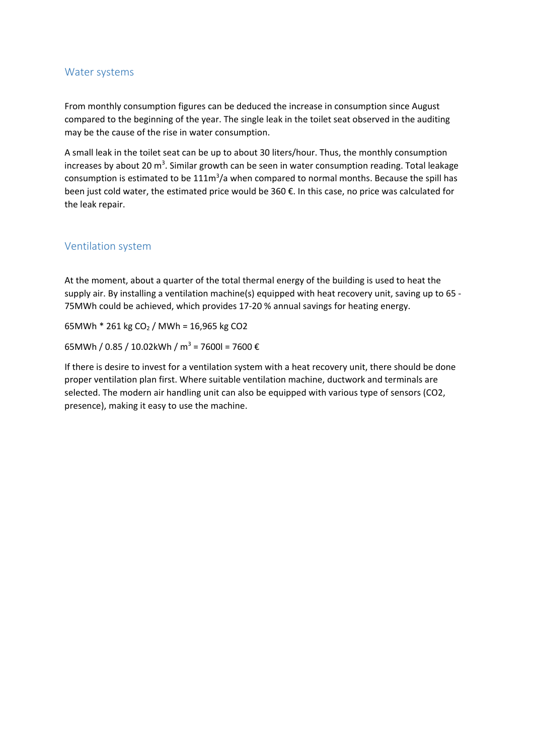## Water systems

From monthly consumption figures can be deduced the increase in consumption since August compared to the beginning of the year. The single leak in the toilet seat observed in the auditing may be the cause of the rise in water consumption.

A small leak in the toilet seat can be up to about 30 liters/hour. Thus, the monthly consumption increases by about 20 $m^3$. Similar growth can be seen in water consumption reading. Total leakage consumption is estimated to be 111$m^3$/a when compared to normal months. Because the spill has been just cold water, the estimated price would be 360 €. In this case, no price was calculated for the leak repair.

## Ventilation system

At the moment, about a quarter of the total thermal energy of the building is used to heat the supply air. By installing a ventilation machine(s) equipped with heat recovery unit, saving up to 65 - 75MWh could be achieved, which provides 17-20 % annual savings for heating energy.

65MWh * 261 kg $CO_2$ / MWh = 16,965 kg CO2

65MWh / 0.85 / 10.02kWh / $m^3$ = 7600l = 7600 €

If there is desire to invest for a ventilation system with a heat recovery unit, there should be done proper ventilation plan first. Where suitable ventilation machine, ductwork and terminals are selected. The modern air handling unit can also be equipped with various type of sensors (CO2, presence), making it easy to use the machine.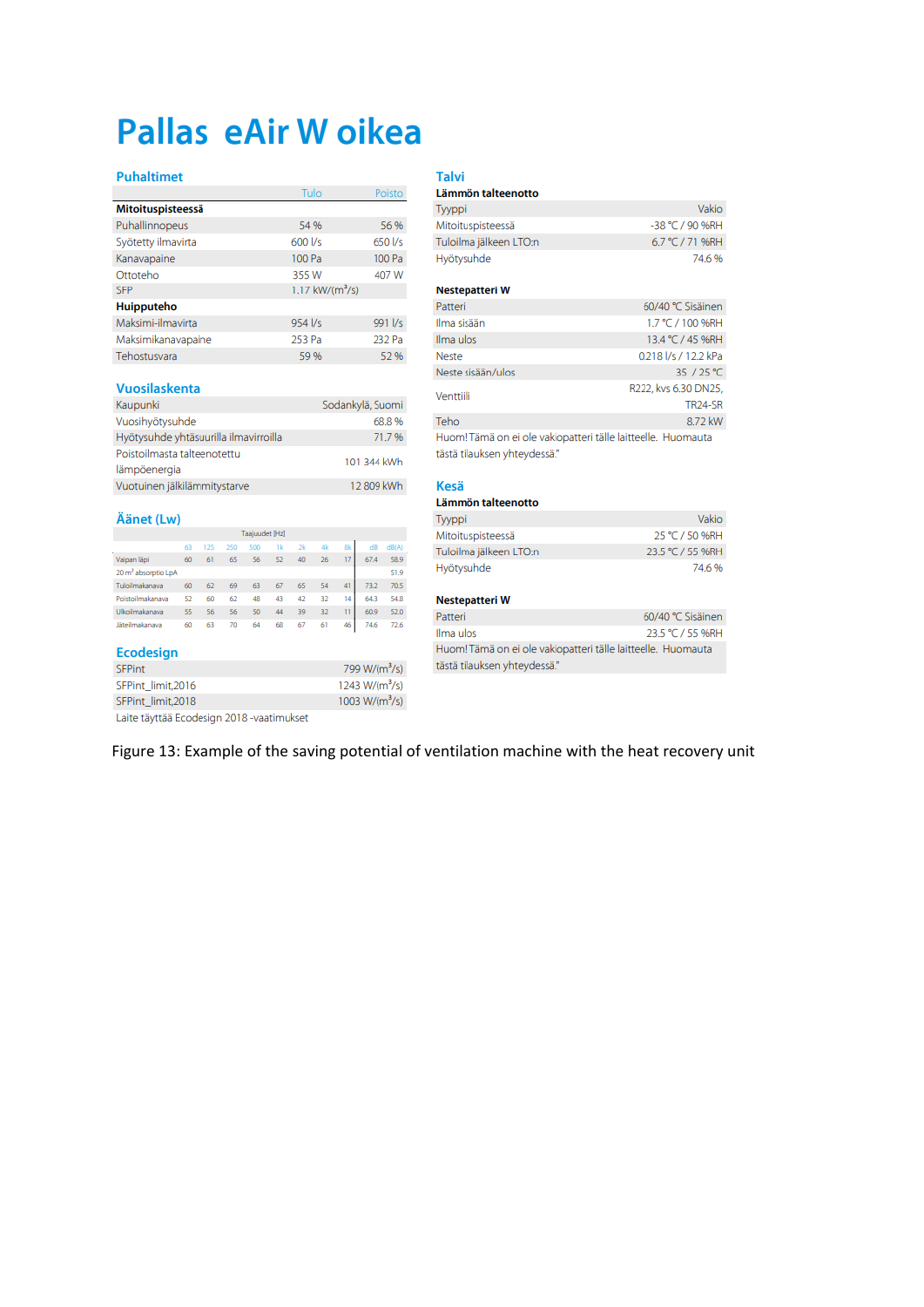# Pallas eAir W oikea

## Puhaltimet

| | Tulo | Poisto |
|---|---|---|
| **Mitoituspisteessä** | | |
| Puhallinnopeus | 54 % | 56 % |
| Syötetty ilmavirta | 600 l/s | 650 l/s |
| Kanavapaine | 100 Pa | 100 Pa |
| Ottoteho | 355 W | 407 W |
| SFP | 1.17 kW/(m³/s) | |
| **Huipputeho** | | |
| Maksimi-ilmavirta | 954 l/s | 991 l/s |
| Maksimikanavapaine | 253 Pa | 232 Pa |
| Tehostusvara | 59 % | 52 % |

## Vuosilaskenta

| | |
|---|---|
| Kaupunki | Sodankylä, Suomi |
| Vuosihyötysuhde | 68.8 % |
| Hyötysuhde yhtäsuurilla ilmavirroilla | 71.7 % |
| Poistoilmasta talteenotettu lämpöenergia | 101 344 kWh |
| Vuotuinen jälkilämmitystarve | 12 809 kWh |

## Äänet (Lw)

| Taajuudet [Hz] | 63 | 125 | 250 | 500 | 1k | 2k | 4k | 8k | dB | dB(A) |
|---|---|---|---|---|---|---|---|---|---|---|
| Vaipan läpi | 60 | 61 | 65 | 56 | 52 | 40 | 26 | 17 | 67.4 | 58.9 |
| 20 m² absorptio LpA | | | | | | | | | | 51.9 |
| Tuloilmakanava | 60 | 62 | 69 | 63 | 67 | 65 | 54 | 41 | 73.2 | 70.5 |
| Poistoilmakanava | 52 | 60 | 62 | 48 | 43 | 42 | 32 | 14 | 64.3 | 54.8 |
| Ulkoilmakanava | 55 | 56 | 56 | 50 | 44 | 39 | 32 | 11 | 60.9 | 52.0 |
| Jäteilmakanava | 60 | 63 | 70 | 64 | 68 | 67 | 61 | 46 | 74.6 | 72.6 |

## Ecodesign

| | |
|---|---|
| SFPint | 799 W/(m³/s) |
| SFPint_limit,2016 | 1243 W/(m³/s) |
| SFPint_limit,2018 | 1003 W/(m³/s) |

Laite täyttää Ecodesign 2018 -vaatimukset

## Talvi

**Lämmön talteenotto**

| | |
|---|---|
| Tyyppi | Vakio |
| Mitoituspisteessä | -38 °C / 90 %RH |
| Tuloilma jälkeen LTO:n | 6.7 °C / 71 %RH |
| Hyötysuhde | 74.6 % |

**Nestepatteri W**

| | |
|---|---|
| Patteri | 60/40 °C Sisäinen |
| Ilma sisään | 1.7 °C / 100 %RH |
| Ilma ulos | 13.4 °C / 45 %RH |
| Neste | 0.218 l/s / 12.2 kPa |
| Neste sisään/ulos | 35 / 25 °C |
| Venttiili | R222, kvs 6.30 DN25, TR24-SR |
| Teho | 8.72 kW |

Huom! Tämä on ei ole vakiopatteri tälle laitteelle. Huomauta tästä tilauksen yhteydessä."

## Kesä

**Lämmön talteenotto**

| | |
|---|---|
| Tyyppi | Vakio |
| Mitoituspisteessä | 25 °C / 50 %RH |
| Tuloilma jälkeen LTO:n | 23.5 °C / 55 %RH |
| Hyötysuhde | 74.6 % |

**Nestepatteri W**

| | |
|---|---|
| Patteri | 60/40 °C Sisäinen |
| Ilma ulos | 23.5 °C / 55 %RH |

Huom! Tämä on ei ole vakiopatteri tälle laitteelle. Huomauta tästä tilauksen yhteydessä."

Figure 13: Example of the saving potential of ventilation machine with the heat recovery unit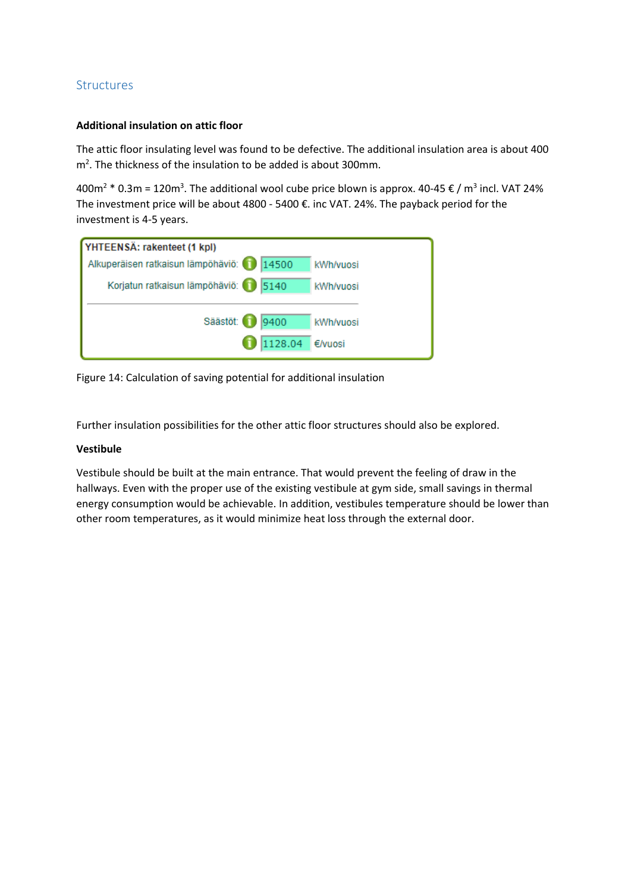## Structures

**Additional insulation on attic floor**

The attic floor insulating level was found to be defective. The additional insulation area is about 400 $m^2$. The thickness of the insulation to be added is about 300mm.

$400m^2 * 0.3m = 120m^3$. The additional wool cube price blown is approx. 40-45 € / $m^3$ incl. VAT 24% The investment price will be about 4800 - 5400 €. inc VAT. 24%. The payback period for the investment is 4-5 years.

| YHTEENSÄ: rakenteet (1 kpl) | | |
|---|---|---|
| Alkuperäisen ratkaisun lämpöhäviö: | 14500 | kWh/vuosi |
| Korjatun ratkaisun lämpöhäviö: | 5140 | kWh/vuosi |
| Säästöt: | 9400 | kWh/vuosi |
| | 1128.04 | €/vuosi |

Figure 14: Calculation of saving potential for additional insulation

Further insulation possibilities for the other attic floor structures should also be explored.

**Vestibule**

Vestibule should be built at the main entrance. That would prevent the feeling of draw in the hallways. Even with the proper use of the existing vestibule at gym side, small savings in thermal energy consumption would be achievable. In addition, vestibules temperature should be lower than other room temperatures, as it would minimize heat loss through the external door.